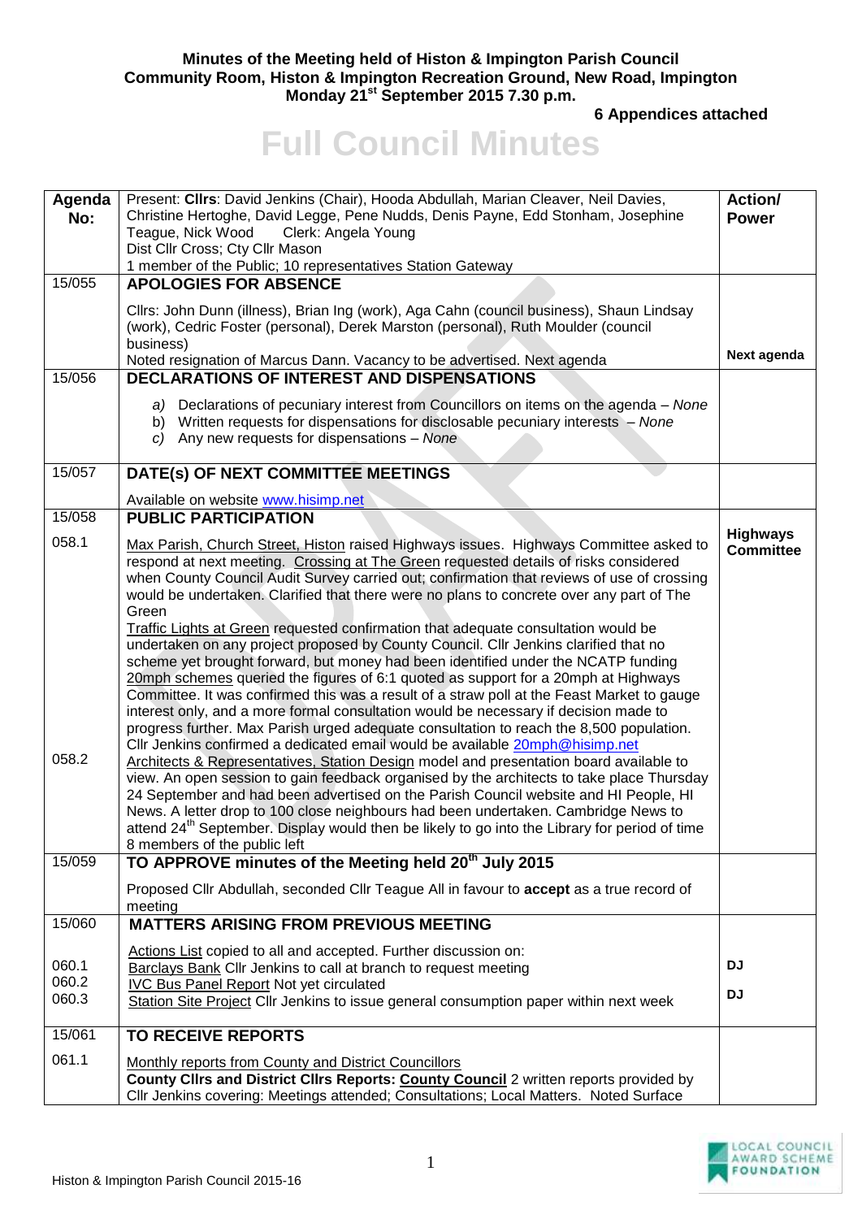**Minutes of the Meeting held of Histon & Impington Parish Council**
**Community Room, Histon & Impington Recreation Ground, New Road, Impington**
**Monday 21st September 2015 7.30 p.m.**

**6 Appendices attached**

# Full Council Minutes

| Agenda No: | Present: **Cllrs**: David Jenkins (Chair), Hooda Abdullah, Marian Cleaver, Neil Davies, Christine Hertoghe, David Legge, Pene Nudds, Denis Payne, Edd Stonham, Josephine Teague, Nick Wood Clerk: Angela Young<br>Dist Cllr Cross; Cty Cllr Mason<br>1 member of the Public; 10 representatives Station Gateway | Action/ Power |
|---|---|---|
| 15/055 | **APOLOGIES FOR ABSENCE**<br>Cllrs: John Dunn (illness), Brian Ing (work), Aga Cahn (council business), Shaun Lindsay (work), Cedric Foster (personal), Derek Marston (personal), Ruth Moulder (council business)<br>Noted resignation of Marcus Dann. Vacancy to be advertised. Next agenda | **Next agenda** |
| 15/056 | **DECLARATIONS OF INTEREST AND DISPENSATIONS**<br>a) Declarations of pecuniary interest from Councillors on items on the agenda – *None*<br>b) Written requests for dispensations for disclosable pecuniary interests – *None*<br>c) Any new requests for dispensations – *None* | |
| 15/057 | **DATE(s) OF NEXT COMMITTEE MEETINGS**<br>Available on website www.hisimp.net | |
| 15/058 | **PUBLIC PARTICIPATION** | |
| 058.1 | Max Parish, Church Street, Histon raised Highways issues. Highways Committee asked to respond at next meeting. Crossing at The Green requested details of risks considered when County Council Audit Survey carried out; confirmation that reviews of use of crossing would be undertaken. Clarified that there were no plans to concrete over any part of The Green<br>Traffic Lights at Green requested confirmation that adequate consultation would be undertaken on any project proposed by County Council. Cllr Jenkins clarified that no scheme yet brought forward, but money had been identified under the NCATP funding<br>20mph schemes queried the figures of 6:1 quoted as support for a 20mph at Highways Committee. It was confirmed this was a result of a straw poll at the Feast Market to gauge interest only, and a more formal consultation would be necessary if decision made to progress further. Max Parish urged adequate consultation to reach the 8,500 population. Cllr Jenkins confirmed a dedicated email would be available 20mph@hisimp.net | **Highways Committee** |
| 058.2 | Architects & Representatives, Station Design model and presentation board available to view. An open session to gain feedback organised by the architects to take place Thursday 24 September and had been advertised on the Parish Council website and HI People, HI News. A letter drop to 100 close neighbours had been undertaken. Cambridge News to attend 24th September. Display would then be likely to go into the Library for period of time<br>8 members of the public left | |
| 15/059 | **TO APPROVE minutes of the Meeting held 20th July 2015**<br>Proposed Cllr Abdullah, seconded Cllr Teague All in favour to **accept** as a true record of meeting | |
| 15/060 | **MATTERS ARISING FROM PREVIOUS MEETING**<br>Actions List copied to all and accepted. Further discussion on: | |
| 060.1 | Barclays Bank Cllr Jenkins to call at branch to request meeting | **DJ** |
| 060.2 | IVC Bus Panel Report Not yet circulated | |
| 060.3 | Station Site Project Cllr Jenkins to issue general consumption paper within next week | **DJ** |
| 15/061 | **TO RECEIVE REPORTS** | |
| 061.1 | Monthly reports from County and District Councillors<br>**County Cllrs and District Cllrs Reports: County Council** 2 written reports provided by Cllr Jenkins covering: Meetings attended; Consultations; Local Matters. Noted Surface | |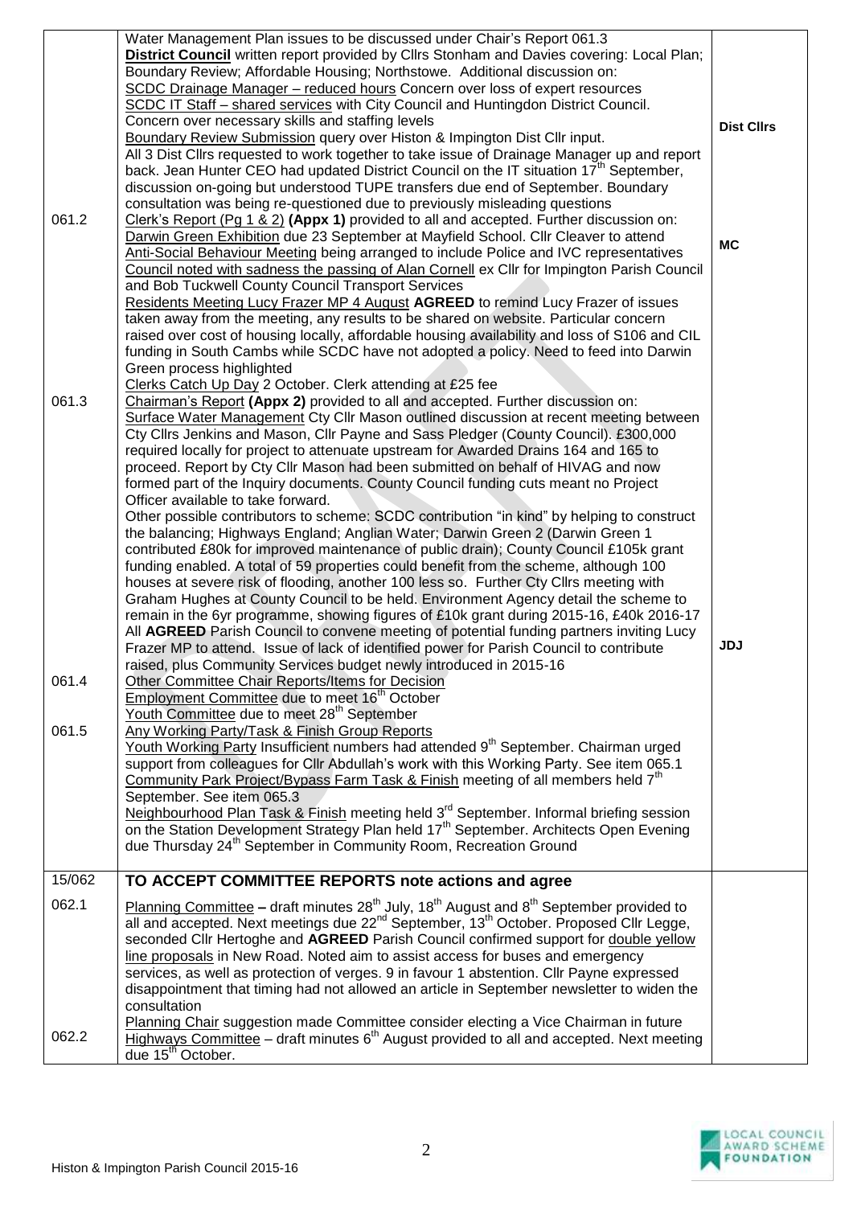| | | |
|---|---|---|
| | Water Management Plan issues to be discussed under Chair's Report 061.3<br>**District Council** written report provided by Cllrs Stonham and Davies covering: Local Plan; Boundary Review; Affordable Housing; Northstowe. Additional discussion on:<br>SCDC Drainage Manager – reduced hours Concern over loss of expert resources<br>SCDC IT Staff – shared services with City Council and Huntingdon District Council. Concern over necessary skills and staffing levels<br>Boundary Review Submission query over Histon & Impington Dist Cllr input.<br>All 3 Dist Cllrs requested to work together to take issue of Drainage Manager up and report back. Jean Hunter CEO had updated District Council on the IT situation 17th September, discussion on-going but understood TUPE transfers due end of September. Boundary consultation was being re-questioned due to previously misleading questions | **Dist Cllrs** |
| 061.2 | Clerk's Report (Pg 1 & 2) **(Appx 1)** provided to all and accepted. Further discussion on:<br>Darwin Green Exhibition due 23 September at Mayfield School. Cllr Cleaver to attend<br>Anti-Social Behaviour Meeting being arranged to include Police and IVC representatives<br>Council noted with sadness the passing of Alan Cornell ex Cllr for Impington Parish Council and Bob Tuckwell County Council Transport Services<br>Residents Meeting Lucy Frazer MP 4 August **AGREED** to remind Lucy Frazer of issues taken away from the meeting, any results to be shared on website. Particular concern raised over cost of housing locally, affordable housing availability and loss of S106 and CIL funding in South Cambs while SCDC have not adopted a policy. Need to feed into Darwin Green process highlighted<br>Clerks Catch Up Day 2 October. Clerk attending at £25 fee | **MC** |
| 061.3 | Chairman's Report **(Appx 2)** provided to all and accepted. Further discussion on:<br>Surface Water Management Cty Cllr Mason outlined discussion at recent meeting between Cty Cllrs Jenkins and Mason, Cllr Payne and Sass Pledger (County Council). £300,000 required locally for project to attenuate upstream for Awarded Drains 164 and 165 to proceed. Report by Cty Cllr Mason had been submitted on behalf of HIVAG and now formed part of the Inquiry documents. County Council funding cuts meant no Project Officer available to take forward.<br>Other possible contributors to scheme: SCDC contribution "in kind" by helping to construct the balancing; Highways England; Anglian Water; Darwin Green 2 (Darwin Green 1 contributed £80k for improved maintenance of public drain); County Council £105k grant funding enabled. A total of 59 properties could benefit from the scheme, although 100 houses at severe risk of flooding, another 100 less so. Further Cty Cllrs meeting with Graham Hughes at County Council to be held. Environment Agency detail the scheme to remain in the 6yr programme, showing figures of £10k grant during 2015-16, £40k 2016-17<br>All **AGREED** Parish Council to convene meeting of potential funding partners inviting Lucy Frazer MP to attend. Issue of lack of identified power for Parish Council to contribute raised, plus Community Services budget newly introduced in 2015-16 | **JDJ** |
| 061.4 | Other Committee Chair Reports/Items for Decision<br>Employment Committee due to meet 16th October<br>Youth Committee due to meet 28th September | |
| 061.5 | Any Working Party/Task & Finish Group Reports<br>Youth Working Party Insufficient numbers had attended 9th September. Chairman urged support from colleagues for Cllr Abdullah's work with this Working Party. See item 065.1<br>Community Park Project/Bypass Farm Task & Finish meeting of all members held 7th September. See item 065.3<br>Neighbourhood Plan Task & Finish meeting held 3rd September. Informal briefing session on the Station Development Strategy Plan held 17th September. Architects Open Evening due Thursday 24th September in Community Room, Recreation Ground | |
| 15/062 | **TO ACCEPT COMMITTEE REPORTS note actions and agree** | |
| 062.1 | Planning Committee – draft minutes 28th July, 18th August and 8th September provided to all and accepted. Next meetings due 22nd September, 13th October. Proposed Cllr Legge, seconded Cllr Hertoghe and **AGREED** Parish Council confirmed support for double yellow line proposals in New Road. Noted aim to assist access for buses and emergency services, as well as protection of verges. 9 in favour 1 abstention. Cllr Payne expressed disappointment that timing had not allowed an article in September newsletter to widen the consultation<br>Planning Chair suggestion made Committee consider electing a Vice Chairman in future | |
| 062.2 | Highways Committee – draft minutes 6th August provided to all and accepted. Next meeting due 15th October. | |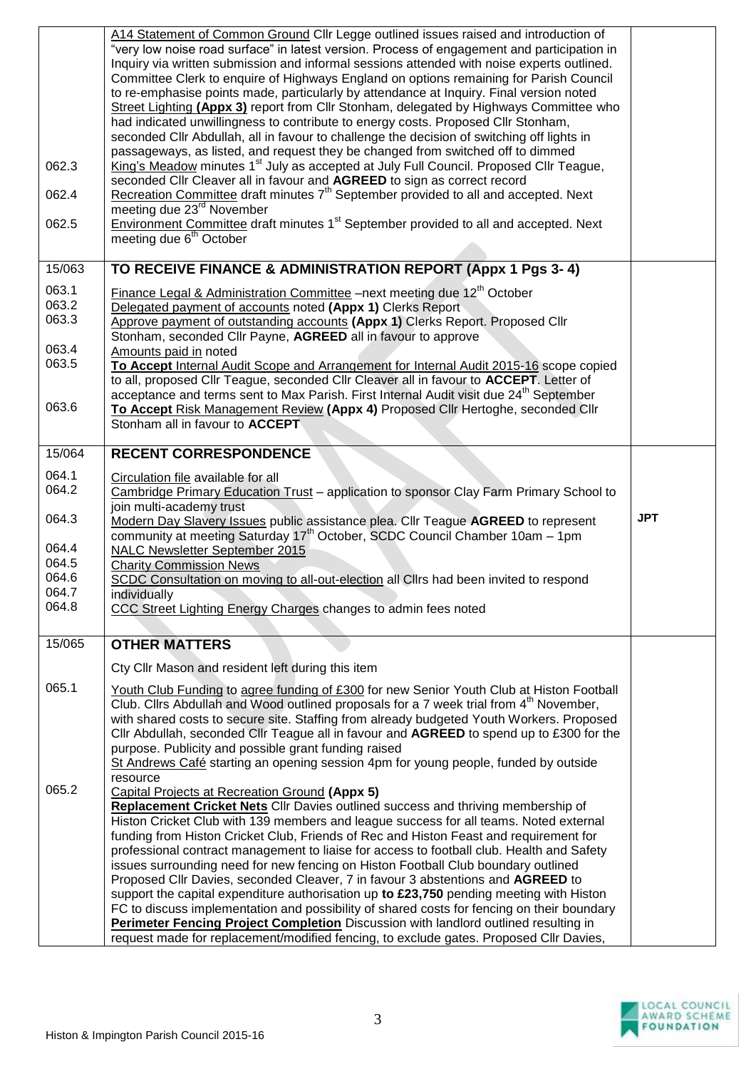| | | |
|---|---|---|
| | A14 Statement of Common Ground Cllr Legge outlined issues raised and introduction of "very low noise road surface" in latest version. Process of engagement and participation in Inquiry via written submission and informal sessions attended with noise experts outlined. Committee Clerk to enquire of Highways England on options remaining for Parish Council to re-emphasise points made, particularly by attendance at Inquiry. Final version noted<br>Street Lighting **(Appx 3)** report from Cllr Stonham, delegated by Highways Committee who had indicated unwillingness to contribute to energy costs. Proposed Cllr Stonham, seconded Cllr Abdullah, all in favour to challenge the decision of switching off lights in passageways, as listed, and request they be changed from switched off to dimmed | |
| 062.3 | King's Meadow minutes 1st July as accepted at July Full Council. Proposed Cllr Teague, seconded Cllr Cleaver all in favour and **AGREED** to sign as correct record | |
| 062.4 | Recreation Committee draft minutes 7th September provided to all and accepted. Next meeting due 23rd November | |
| 062.5 | Environment Committee draft minutes 1st September provided to all and accepted. Next meeting due 6th October | |
| 15/063 | **TO RECEIVE FINANCE & ADMINISTRATION REPORT (Appx 1 Pgs 3- 4)** | |
| 063.1 | Finance Legal & Administration Committee –next meeting due 12th October | |
| 063.2 | Delegated payment of accounts noted **(Appx 1)** Clerks Report | |
| 063.3 | Approve payment of outstanding accounts **(Appx 1)** Clerks Report. Proposed Cllr Stonham, seconded Cllr Payne, **AGREED** all in favour to approve | |
| 063.4 | Amounts paid in noted | |
| 063.5 | **To Accept** Internal Audit Scope and Arrangement for Internal Audit 2015-16 scope copied to all, proposed Cllr Teague, seconded Cllr Cleaver all in favour to **ACCEPT**. Letter of acceptance and terms sent to Max Parish. First Internal Audit visit due 24th September | |
| 063.6 | **To Accept** Risk Management Review **(Appx 4)** Proposed Cllr Hertoghe, seconded Cllr Stonham all in favour to **ACCEPT** | |
| 15/064 | **RECENT CORRESPONDENCE** | |
| 064.1 | Circulation file available for all | |
| 064.2 | Cambridge Primary Education Trust – application to sponsor Clay Farm Primary School to join multi-academy trust | |
| 064.3 | Modern Day Slavery Issues public assistance plea. Cllr Teague **AGREED** to represent community at meeting Saturday 17th October, SCDC Council Chamber 10am – 1pm | **JPT** |
| 064.4 | NALC Newsletter September 2015 | |
| 064.5 | Charity Commission News | |
| 064.6 | SCDC Consultation on moving to all-out-election all Cllrs had been invited to respond | |
| 064.7 | individually | |
| 064.8 | CCC Street Lighting Energy Charges changes to admin fees noted | |
| 15/065 | **OTHER MATTERS**<br>Cty Cllr Mason and resident left during this item | |
| 065.1 | Youth Club Funding to agree funding of £300 for new Senior Youth Club at Histon Football Club. Cllrs Abdullah and Wood outlined proposals for a 7 week trial from 4th November, with shared costs to secure site. Staffing from already budgeted Youth Workers. Proposed Cllr Abdullah, seconded Cllr Teague all in favour and **AGREED** to spend up to £300 for the purpose. Publicity and possible grant funding raised<br>St Andrews Café starting an opening session 4pm for young people, funded by outside resource | |
| 065.2 | Capital Projects at Recreation Ground **(Appx 5)**<br>**Replacement Cricket Nets** Cllr Davies outlined success and thriving membership of Histon Cricket Club with 139 members and league success for all teams. Noted external funding from Histon Cricket Club, Friends of Rec and Histon Feast and requirement for professional contract management to liaise for access to football club. Health and Safety issues surrounding need for new fencing on Histon Football Club boundary outlined Proposed Cllr Davies, seconded Cleaver, 7 in favour 3 abstentions and **AGREED** to support the capital expenditure authorisation up **to £23,750** pending meeting with Histon FC to discuss implementation and possibility of shared costs for fencing on their boundary<br>**Perimeter Fencing Project Completion** Discussion with landlord outlined resulting in request made for replacement/modified fencing, to exclude gates. Proposed Cllr Davies, | |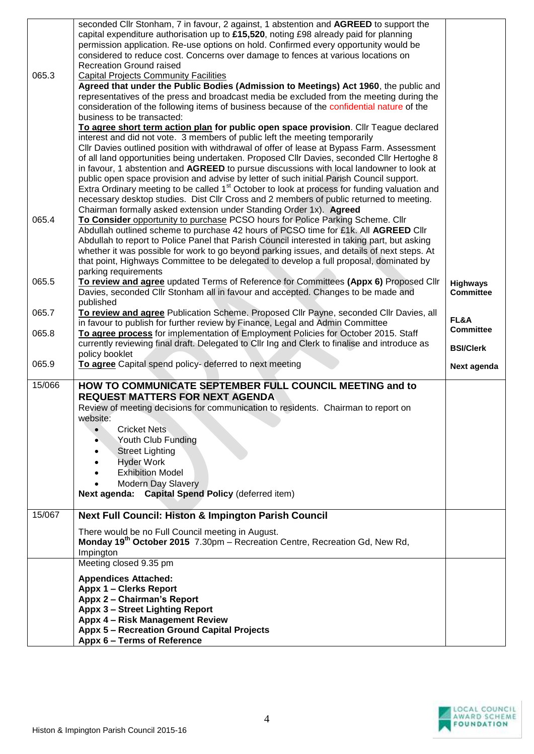| | | |
|---|---|---|
| | seconded Cllr Stonham, 7 in favour, 2 against, 1 abstention and **AGREED** to support the capital expenditure authorisation up to **£15,520**, noting £98 already paid for planning permission application. Re-use options on hold. Confirmed every opportunity would be considered to reduce cost. Concerns over damage to fences at various locations on Recreation Ground raised | |
| 065.3 | Capital Projects Community Facilities<br>**Agreed that under the Public Bodies (Admission to Meetings) Act 1960**, the public and representatives of the press and broadcast media be excluded from the meeting during the consideration of the following items of business because of the confidential nature of the business to be transacted:<br>**To agree short term action plan for public open space provision**. Cllr Teague declared interest and did not vote. 3 members of public left the meeting temporarily<br>Cllr Davies outlined position with withdrawal of offer of lease at Bypass Farm. Assessment of all land opportunities being undertaken. Proposed Cllr Davies, seconded Cllr Hertoghe 8 in favour, 1 abstention and **AGREED** to pursue discussions with local landowner to look at public open space provision and advise by letter of such initial Parish Council support. Extra Ordinary meeting to be called 1st October to look at process for funding valuation and necessary desktop studies. Dist Cllr Cross and 2 members of public returned to meeting. Chairman formally asked extension under Standing Order 1x). **Agreed** | |
| 065.4 | **To Consider** opportunity to purchase PCSO hours for Police Parking Scheme. Cllr Abdullah outlined scheme to purchase 42 hours of PCSO time for £1k. All **AGREED** Cllr Abdullah to report to Police Panel that Parish Council interested in taking part, but asking whether it was possible for work to go beyond parking issues, and details of next steps. At that point, Highways Committee to be delegated to develop a full proposal, dominated by parking requirements | **Highways Committee** |
| 065.5 | **To review and agree** updated Terms of Reference for Committees **(Appx 6)** Proposed Cllr Davies, seconded Cllr Stonham all in favour and accepted. Changes to be made and published | |
| 065.7 | **To review and agree** Publication Scheme. Proposed Cllr Payne, seconded Cllr Davies, all in favour to publish for further review by Finance, Legal and Admin Committee | **FL&A Committee** |
| 065.8 | **To agree process** for implementation of Employment Policies for October 2015. Staff currently reviewing final draft. Delegated to Cllr Ing and Clerk to finalise and introduce as policy booklet | **BSI/Clerk** |
| 065.9 | **To agree** Capital spend policy- deferred to next meeting | **Next agenda** |
| 15/066 | **HOW TO COMMUNICATE SEPTEMBER FULL COUNCIL MEETING and to REQUEST MATTERS FOR NEXT AGENDA**<br>Review of meeting decisions for communication to residents. Chairman to report on website:<br>• Cricket Nets<br>• Youth Club Funding<br>• Street Lighting<br>• Hyder Work<br>• Exhibition Model<br>• Modern Day Slavery<br>**Next agenda: Capital Spend Policy** (deferred item) | |
| 15/067 | **Next Full Council: Histon & Impington Parish Council**<br>There would be no Full Council meeting in August.<br>**Monday 19th October 2015** 7.30pm – Recreation Centre, Recreation Gd, New Rd, Impington | |
| | Meeting closed 9.35 pm<br>**Appendices Attached:**<br>**Appx 1 – Clerks Report**<br>**Appx 2 – Chairman's Report**<br>**Appx 3 – Street Lighting Report**<br>**Appx 4 – Risk Management Review**<br>**Appx 5 – Recreation Ground Capital Projects**<br>**Appx 6 – Terms of Reference** | |